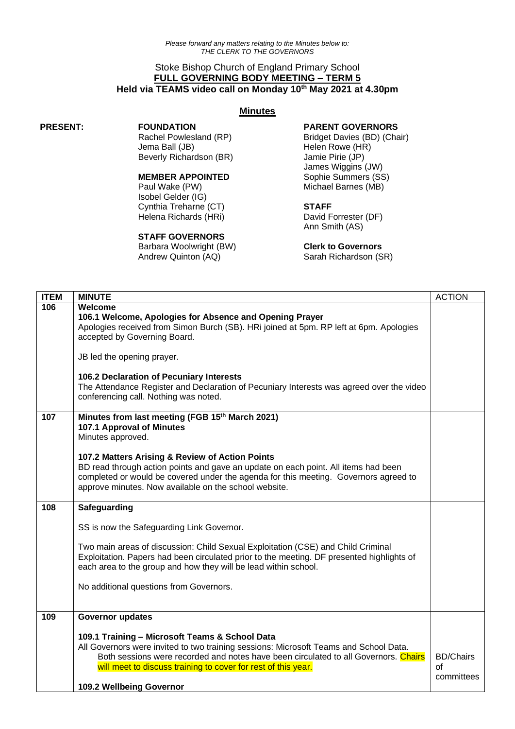*Please forward any matters relating to the Minutes below to:*
*THE CLERK TO THE GOVERNORS*

Stoke Bishop Church of England Primary School

**FULL GOVERNING BODY MEETING – TERM 5**

**Held via TEAMS video call on Monday 10th May 2021 at 4.30pm**

## Minutes

**PRESENT:**

**FOUNDATION**
Rachel Powlesland (RP)
Jema Ball (JB)
Beverly Richardson (BR)

**MEMBER APPOINTED**
Paul Wake (PW)
Isobel Gelder (IG)
Cynthia Treharne (CT)
Helena Richards (HRi)

**STAFF GOVERNORS**
Barbara Woolwright (BW)
Andrew Quinton (AQ)

**PARENT GOVERNORS**
Bridget Davies (BD) (Chair)
Helen Rowe (HR)
Jamie Pirie (JP)
James Wiggins (JW)
Sophie Summers (SS)
Michael Barnes (MB)

**STAFF**
David Forrester (DF)
Ann Smith (AS)

**Clerk to Governors**
Sarah Richardson (SR)

| ITEM | MINUTE | ACTION |
|---|---|---|
| 106 | **Welcome**<br>**106.1 Welcome, Apologies for Absence and Opening Prayer**<br>Apologies received from Simon Burch (SB). HRi joined at 5pm. RP left at 6pm. Apologies accepted by Governing Board.<br><br>JB led the opening prayer.<br><br>**106.2 Declaration of Pecuniary Interests**<br>The Attendance Register and Declaration of Pecuniary Interests was agreed over the video conferencing call. Nothing was noted. | |
| 107 | **Minutes from last meeting (FGB 15th March 2021)**<br>**107.1 Approval of Minutes**<br>Minutes approved.<br><br>**107.2 Matters Arising & Review of Action Points**<br>BD read through action points and gave an update on each point. All items had been completed or would be covered under the agenda for this meeting. Governors agreed to approve minutes. Now available on the school website. | |
| 108 | **Safeguarding**<br><br>SS is now the Safeguarding Link Governor.<br><br>Two main areas of discussion: Child Sexual Exploitation (CSE) and Child Criminal Exploitation. Papers had been circulated prior to the meeting. DF presented highlights of each area to the group and how they will be lead within school.<br><br>No additional questions from Governors. | |
| 109 | **Governor updates**<br><br>**109.1 Training – Microsoft Teams & School Data**<br>All Governors were invited to two training sessions: Microsoft Teams and School Data. Both sessions were recorded and notes have been circulated to all Governors. Chairs will meet to discuss training to cover for rest of this year.<br><br>**109.2 Wellbeing Governor** | BD/Chairs of committees |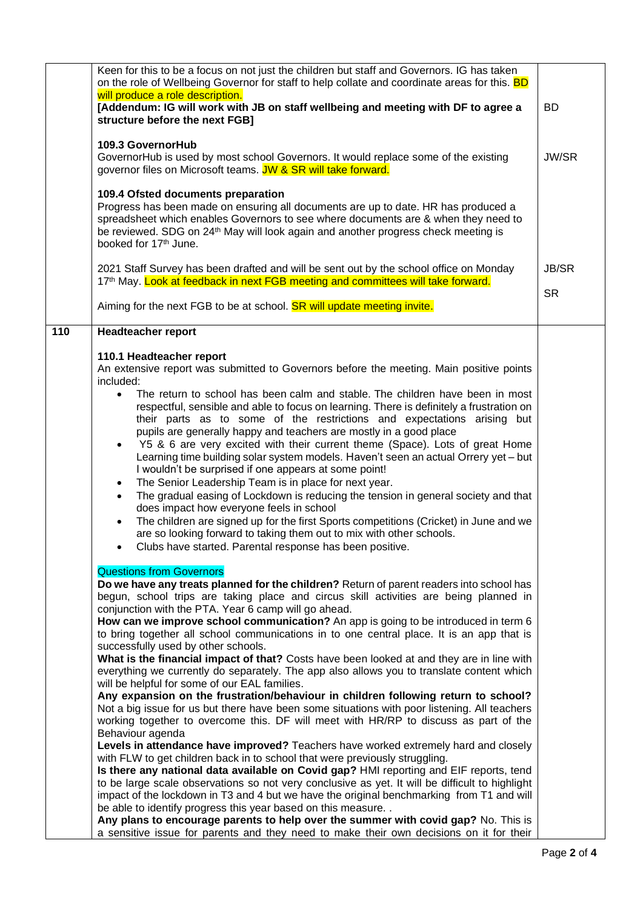| | | |
|---|---|---|
| | Keen for this to be a focus on not just the children but staff and Governors. IG has taken on the role of Wellbeing Governor for staff to help collate and coordinate areas for this. BD will produce a role description.<br>**[Addendum: IG will work with JB on staff wellbeing and meeting with DF to agree a structure before the next FGB]** | BD |
| | **109.3 GovernorHub**<br>GovernorHub is used by most school Governors. It would replace some of the existing governor files on Microsoft teams. JW & SR will take forward. | JW/SR |
| | **109.4 Ofsted documents preparation**<br>Progress has been made on ensuring all documents are up to date. HR has produced a spreadsheet which enables Governors to see where documents are & when they need to be reviewed. SDG on 24th May will look again and another progress check meeting is booked for 17th June. | |
| | 2021 Staff Survey has been drafted and will be sent out by the school office on Monday 17th May. Look at feedback in next FGB meeting and committees will take forward.<br><br>Aiming for the next FGB to be at school. SR will update meeting invite. | JB/SR<br><br>SR |
| **110** | **Headteacher report**<br><br>**110.1 Headteacher report**<br>An extensive report was submitted to Governors before the meeting. Main positive points included:<br>• The return to school has been calm and stable. The children have been in most respectful, sensible and able to focus on learning. There is definitely a frustration on their parts as to some of the restrictions and expectations arising but pupils are generally happy and teachers are mostly in a good place<br>• Y5 & 6 are very excited with their current theme (Space). Lots of great Home Learning time building solar system models. Haven't seen an actual Orrery yet – but I wouldn't be surprised if one appears at some point!<br>• The Senior Leadership Team is in place for next year.<br>• The gradual easing of Lockdown is reducing the tension in general society and that does impact how everyone feels in school<br>• The children are signed up for the first Sports competitions (Cricket) in June and we are so looking forward to taking them out to mix with other schools.<br>• Clubs have started. Parental response has been positive.<br><br>Questions from Governors<br>**Do we have any treats planned for the children?** Return of parent readers into school has begun, school trips are taking place and circus skill activities are being planned in conjunction with the PTA. Year 6 camp will go ahead.<br>**How can we improve school communication?** An app is going to be introduced in term 6 to bring together all school communications in to one central place. It is an app that is successfully used by other schools.<br>**What is the financial impact of that?** Costs have been looked at and they are in line with everything we currently do separately. The app also allows you to translate content which will be helpful for some of our EAL families.<br>**Any expansion on the frustration/behaviour in children following return to school?** Not a big issue for us but there have been some situations with poor listening. All teachers working together to overcome this. DF will meet with HR/RP to discuss as part of the Behaviour agenda<br>**Levels in attendance have improved?** Teachers have worked extremely hard and closely with FLW to get children back in to school that were previously struggling.<br>**Is there any national data available on Covid gap?** HMI reporting and EIF reports, tend to be large scale observations so not very conclusive as yet. It will be difficult to highlight impact of the lockdown in T3 and 4 but we have the original benchmarking from T1 and will be able to identify progress this year based on this measure. .<br>**Any plans to encourage parents to help over the summer with covid gap?** No. This is a sensitive issue for parents and they need to make their own decisions on it for their | |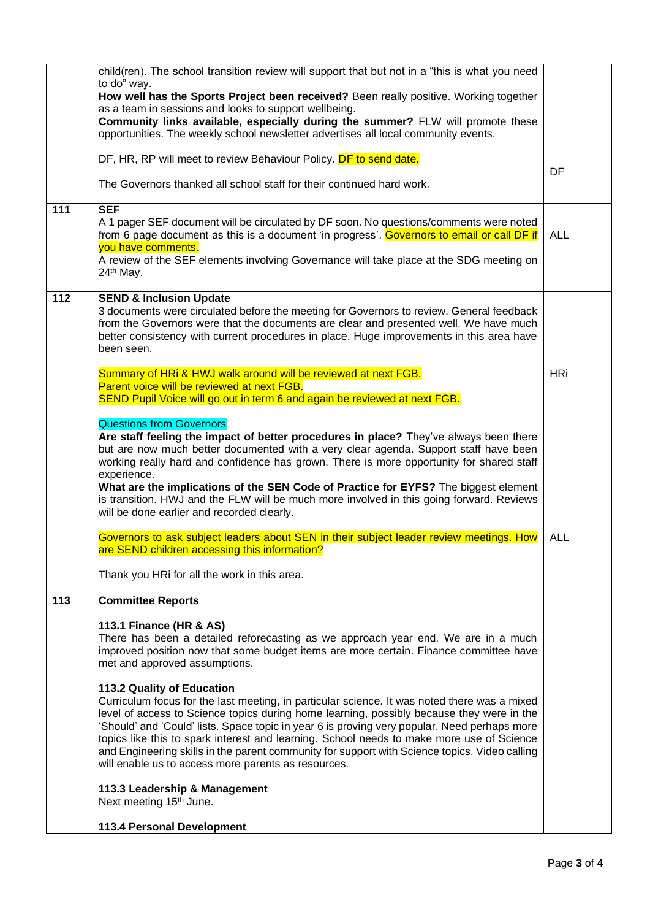| | | |
|---|---|---|
| | child(ren). The school transition review will support that but not in a "this is what you need to do" way.<br>**How well has the Sports Project been received?** Been really positive. Working together as a team in sessions and looks to support wellbeing.<br>**Community links available, especially during the summer?** FLW will promote these opportunities. The weekly school newsletter advertises all local community events.<br><br>DF, HR, RP will meet to review Behaviour Policy. DF to send date.<br><br>The Governors thanked all school staff for their continued hard work. | DF |
| 111 | **SEF**<br>A 1 pager SEF document will be circulated by DF soon. No questions/comments were noted from 6 page document as this is a document 'in progress'. Governors to email or call DF if you have comments.<br>A review of the SEF elements involving Governance will take place at the SDG meeting on 24th May. | ALL |
| 112 | **SEND & Inclusion Update**<br>3 documents were circulated before the meeting for Governors to review. General feedback from the Governors were that the documents are clear and presented well. We have much better consistency with current procedures in place. Huge improvements in this area have been seen.<br><br>Summary of HRi & HWJ walk around will be reviewed at next FGB.<br>Parent voice will be reviewed at next FGB.<br>SEND Pupil Voice will go out in term 6 and again be reviewed at next FGB.<br><br>Questions from Governors<br>**Are staff feeling the impact of better procedures in place?** They've always been there but are now much better documented with a very clear agenda. Support staff have been working really hard and confidence has grown. There is more opportunity for shared staff experience.<br>**What are the implications of the SEN Code of Practice for EYFS?** The biggest element is transition. HWJ and the FLW will be much more involved in this going forward. Reviews will be done earlier and recorded clearly.<br><br>Governors to ask subject leaders about SEN in their subject leader review meetings. How are SEND children accessing this information?<br><br>Thank you HRi for all the work in this area. | HRi<br><br><br><br><br>ALL |
| 113 | **Committee Reports**<br><br>**113.1 Finance (HR & AS)**<br>There has been a detailed reforecasting as we approach year end. We are in a much improved position now that some budget items are more certain. Finance committee have met and approved assumptions.<br><br>**113.2 Quality of Education**<br>Curriculum focus for the last meeting, in particular science. It was noted there was a mixed level of access to Science topics during home learning, possibly because they were in the 'Should' and 'Could' lists. Space topic in year 6 is proving very popular. Need perhaps more topics like this to spark interest and learning. School needs to make more use of Science and Engineering skills in the parent community for support with Science topics. Video calling will enable us to access more parents as resources.<br><br>**113.3 Leadership & Management**<br>Next meeting 15th June.<br><br>**113.4 Personal Development** | |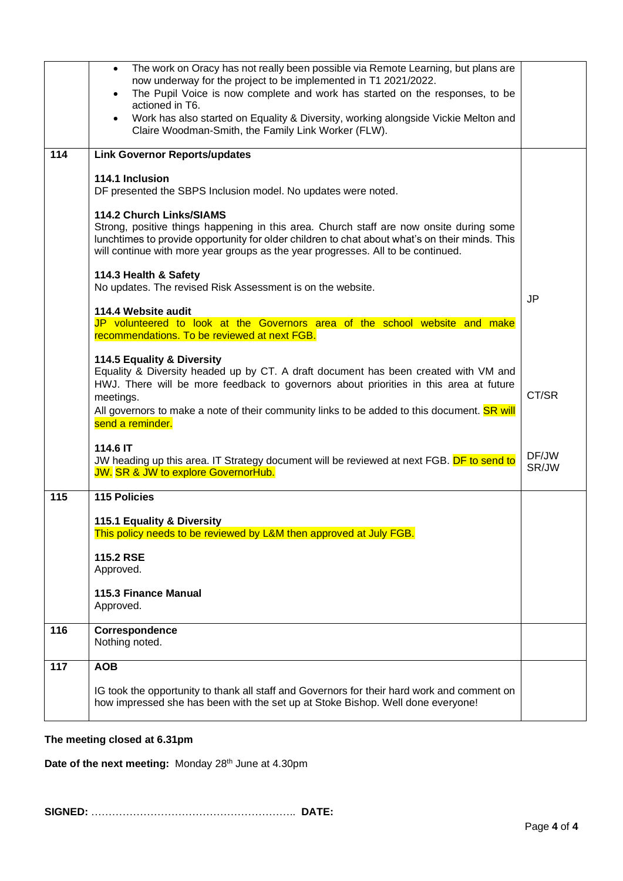| | | |
|---|---|---|
| | • The work on Oracy has not really been possible via Remote Learning, but plans are now underway for the project to be implemented in T1 2021/2022.<br>• The Pupil Voice is now complete and work has started on the responses, to be actioned in T6.<br>• Work has also started on Equality & Diversity, working alongside Vickie Melton and Claire Woodman-Smith, the Family Link Worker (FLW). | |
| **114** | **Link Governor Reports/updates**<br><br>**114.1 Inclusion**<br>DF presented the SBPS Inclusion model. No updates were noted.<br><br>**114.2 Church Links/SIAMS**<br>Strong, positive things happening in this area. Church staff are now onsite during some lunchtimes to provide opportunity for older children to chat about what's on their minds. This will continue with more year groups as the year progresses. All to be continued.<br><br>**114.3 Health & Safety**<br>No updates. The revised Risk Assessment is on the website.<br><br>**114.4 Website audit**<br>JP volunteered to look at the Governors area of the school website and make recommendations. To be reviewed at next FGB.<br><br>**114.5 Equality & Diversity**<br>Equality & Diversity headed up by CT. A draft document has been created with VM and HWJ. There will be more feedback to governors about priorities in this area at future meetings.<br>All governors to make a note of their community links to be added to this document. SR will send a reminder.<br><br>**114.6 IT**<br>JW heading up this area. IT Strategy document will be reviewed at next FGB. DF to send to JW. SR & JW to explore GovernorHub. | JP<br><br>CT/SR<br><br>DF/JW<br>SR/JW |
| **115** | **115 Policies**<br><br>**115.1 Equality & Diversity**<br>This policy needs to be reviewed by L&M then approved at July FGB.<br><br>**115.2 RSE**<br>Approved.<br><br>**115.3 Finance Manual**<br>Approved. | |
| **116** | **Correspondence**<br>Nothing noted. | |
| **117** | **AOB**<br><br>IG took the opportunity to thank all staff and Governors for their hard work and comment on how impressed she has been with the set up at Stoke Bishop. Well done everyone! | |

**The meeting closed at 6.31pm**

**Date of the next meeting:** Monday 28th June at 4.30pm

**SIGNED:** ………………………………………………….. **DATE:**